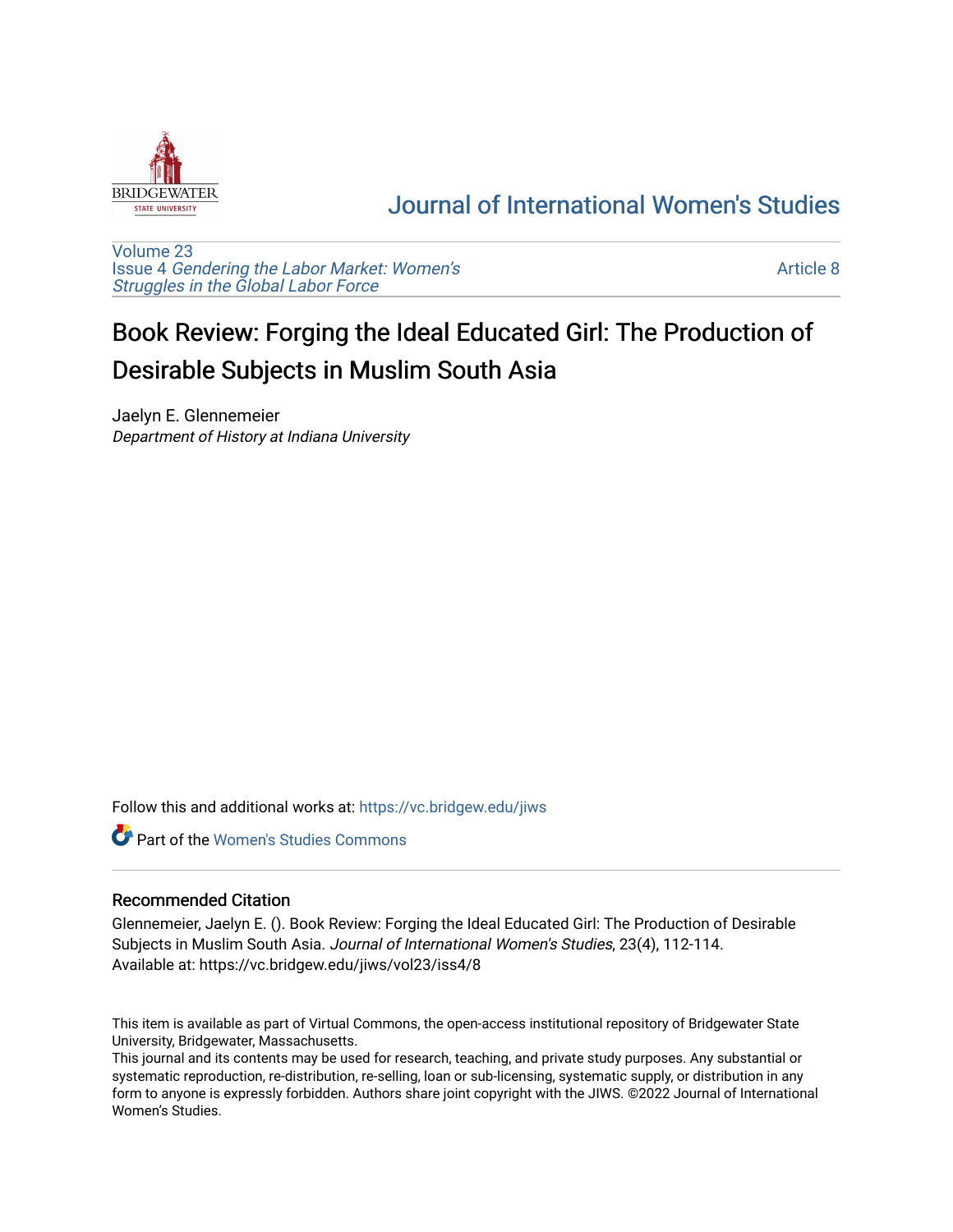Journal of International Women's Studies

Volume 23
Issue 4 *Gendering the Labor Market: Women's Struggles in the Global Labor Force*

Article 8

# Book Review: Forging the Ideal Educated Girl: The Production of Desirable Subjects in Muslim South Asia

Jaelyn E. Glennemeier
*Department of History at Indiana University*

Follow this and additional works at: https://vc.bridgew.edu/jiws

Part of the Women's Studies Commons

## Recommended Citation

Glennemeier, Jaelyn E. (). Book Review: Forging the Ideal Educated Girl: The Production of Desirable Subjects in Muslim South Asia. *Journal of International Women's Studies*, 23(4), 112-114.
Available at: https://vc.bridgew.edu/jiws/vol23/iss4/8

This item is available as part of Virtual Commons, the open-access institutional repository of Bridgewater State University, Bridgewater, Massachusetts.
This journal and its contents may be used for research, teaching, and private study purposes. Any substantial or systematic reproduction, re-distribution, re-selling, loan or sub-licensing, systematic supply, or distribution in any form to anyone is expressly forbidden. Authors share joint copyright with the JIWS. ©2022 Journal of International Women's Studies.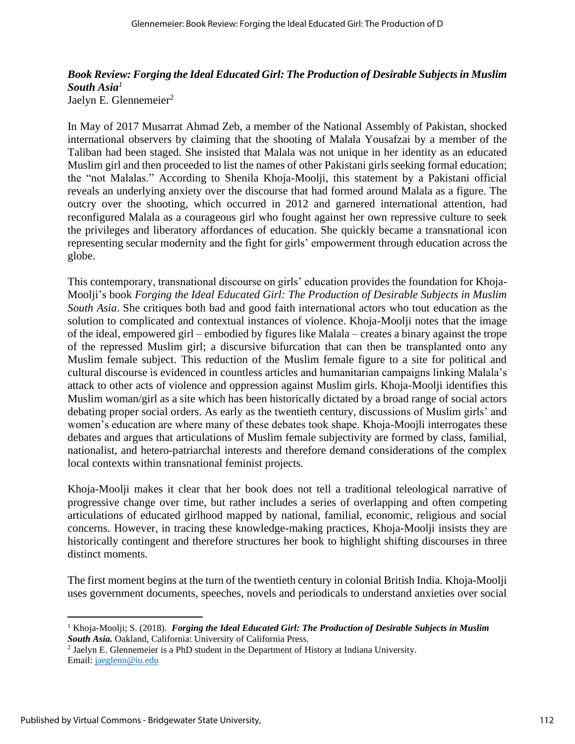***Book Review: Forging the Ideal Educated Girl: The Production of Desirable Subjects in Muslim South Asia***[1]

Jaelyn E. Glennemeier[2]

In May of 2017 Musarrat Ahmad Zeb, a member of the National Assembly of Pakistan, shocked international observers by claiming that the shooting of Malala Yousafzai by a member of the Taliban had been staged. She insisted that Malala was not unique in her identity as an educated Muslim girl and then proceeded to list the names of other Pakistani girls seeking formal education; the "not Malalas." According to Shenila Khoja-Moolji, this statement by a Pakistani official reveals an underlying anxiety over the discourse that had formed around Malala as a figure. The outcry over the shooting, which occurred in 2012 and garnered international attention, had reconfigured Malala as a courageous girl who fought against her own repressive culture to seek the privileges and liberatory affordances of education. She quickly became a transnational icon representing secular modernity and the fight for girls' empowerment through education across the globe.

This contemporary, transnational discourse on girls' education provides the foundation for Khoja-Moolji's book *Forging the Ideal Educated Girl: The Production of Desirable Subjects in Muslim South Asia*. She critiques both bad and good faith international actors who tout education as the solution to complicated and contextual instances of violence. Khoja-Moolji notes that the image of the ideal, empowered girl – embodied by figures like Malala – creates a binary against the trope of the repressed Muslim girl; a discursive bifurcation that can then be transplanted onto any Muslim female subject. This reduction of the Muslim female figure to a site for political and cultural discourse is evidenced in countless articles and humanitarian campaigns linking Malala's attack to other acts of violence and oppression against Muslim girls. Khoja-Moolji identifies this Muslim woman/girl as a site which has been historically dictated by a broad range of social actors debating proper social orders. As early as the twentieth century, discussions of Muslim girls' and women's education are where many of these debates took shape. Khoja-Moojli interrogates these debates and argues that articulations of Muslim female subjectivity are formed by class, familial, nationalist, and hetero-patriarchal interests and therefore demand considerations of the complex local contexts within transnational feminist projects.

Khoja-Moolji makes it clear that her book does not tell a traditional teleological narrative of progressive change over time, but rather includes a series of overlapping and often competing articulations of educated girlhood mapped by national, familial, economic, religious and social concerns. However, in tracing these knowledge-making practices, Khoja-Moolji insists they are historically contingent and therefore structures her book to highlight shifting discourses in three distinct moments.

The first moment begins at the turn of the twentieth century in colonial British India. Khoja-Moolji uses government documents, speeches, novels and periodicals to understand anxieties over social

---

[1] Khoja-Moolji; S. (2018). ***Forging the Ideal Educated Girl: The Production of Desirable Subjects in Muslim South Asia.*** Oakland, California: University of California Press.

[2] Jaelyn E. Glennemeier is a PhD student in the Department of History at Indiana University. Email: jaeglenn@iu.edu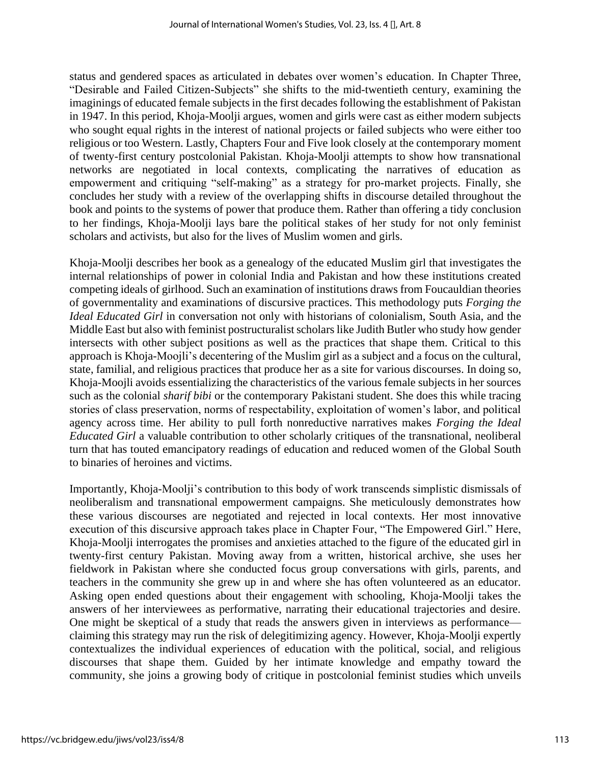status and gendered spaces as articulated in debates over women's education. In Chapter Three, "Desirable and Failed Citizen-Subjects" she shifts to the mid-twentieth century, examining the imaginings of educated female subjects in the first decades following the establishment of Pakistan in 1947. In this period, Khoja-Moolji argues, women and girls were cast as either modern subjects who sought equal rights in the interest of national projects or failed subjects who were either too religious or too Western. Lastly, Chapters Four and Five look closely at the contemporary moment of twenty-first century postcolonial Pakistan. Khoja-Moolji attempts to show how transnational networks are negotiated in local contexts, complicating the narratives of education as empowerment and critiquing "self-making" as a strategy for pro-market projects. Finally, she concludes her study with a review of the overlapping shifts in discourse detailed throughout the book and points to the systems of power that produce them. Rather than offering a tidy conclusion to her findings, Khoja-Moolji lays bare the political stakes of her study for not only feminist scholars and activists, but also for the lives of Muslim women and girls.

Khoja-Moolji describes her book as a genealogy of the educated Muslim girl that investigates the internal relationships of power in colonial India and Pakistan and how these institutions created competing ideals of girlhood. Such an examination of institutions draws from Foucauldian theories of governmentality and examinations of discursive practices. This methodology puts *Forging the Ideal Educated Girl* in conversation not only with historians of colonialism, South Asia, and the Middle East but also with feminist postructuralist scholars like Judith Butler who study how gender intersects with other subject positions as well as the practices that shape them. Critical to this approach is Khoja-Moojli's decentering of the Muslim girl as a subject and a focus on the cultural, state, familial, and religious practices that produce her as a site for various discourses. In doing so, Khoja-Moojli avoids essentializing the characteristics of the various female subjects in her sources such as the colonial *sharif bibi* or the contemporary Pakistani student. She does this while tracing stories of class preservation, norms of respectability, exploitation of women's labor, and political agency across time. Her ability to pull forth nonreductive narratives makes *Forging the Ideal Educated Girl* a valuable contribution to other scholarly critiques of the transnational, neoliberal turn that has touted emancipatory readings of education and reduced women of the Global South to binaries of heroines and victims.

Importantly, Khoja-Moolji's contribution to this body of work transcends simplistic dismissals of neoliberalism and transnational empowerment campaigns. She meticulously demonstrates how these various discourses are negotiated and rejected in local contexts. Her most innovative execution of this discursive approach takes place in Chapter Four, "The Empowered Girl." Here, Khoja-Moolji interrogates the promises and anxieties attached to the figure of the educated girl in twenty-first century Pakistan. Moving away from a written, historical archive, she uses her fieldwork in Pakistan where she conducted focus group conversations with girls, parents, and teachers in the community she grew up in and where she has often volunteered as an educator. Asking open ended questions about their engagement with schooling, Khoja-Moolji takes the answers of her interviewees as performative, narrating their educational trajectories and desire. One might be skeptical of a study that reads the answers given in interviews as performance—claiming this strategy may run the risk of delegitimizing agency. However, Khoja-Moolji expertly contextualizes the individual experiences of education with the political, social, and religious discourses that shape them. Guided by her intimate knowledge and empathy toward the community, she joins a growing body of critique in postcolonial feminist studies which unveils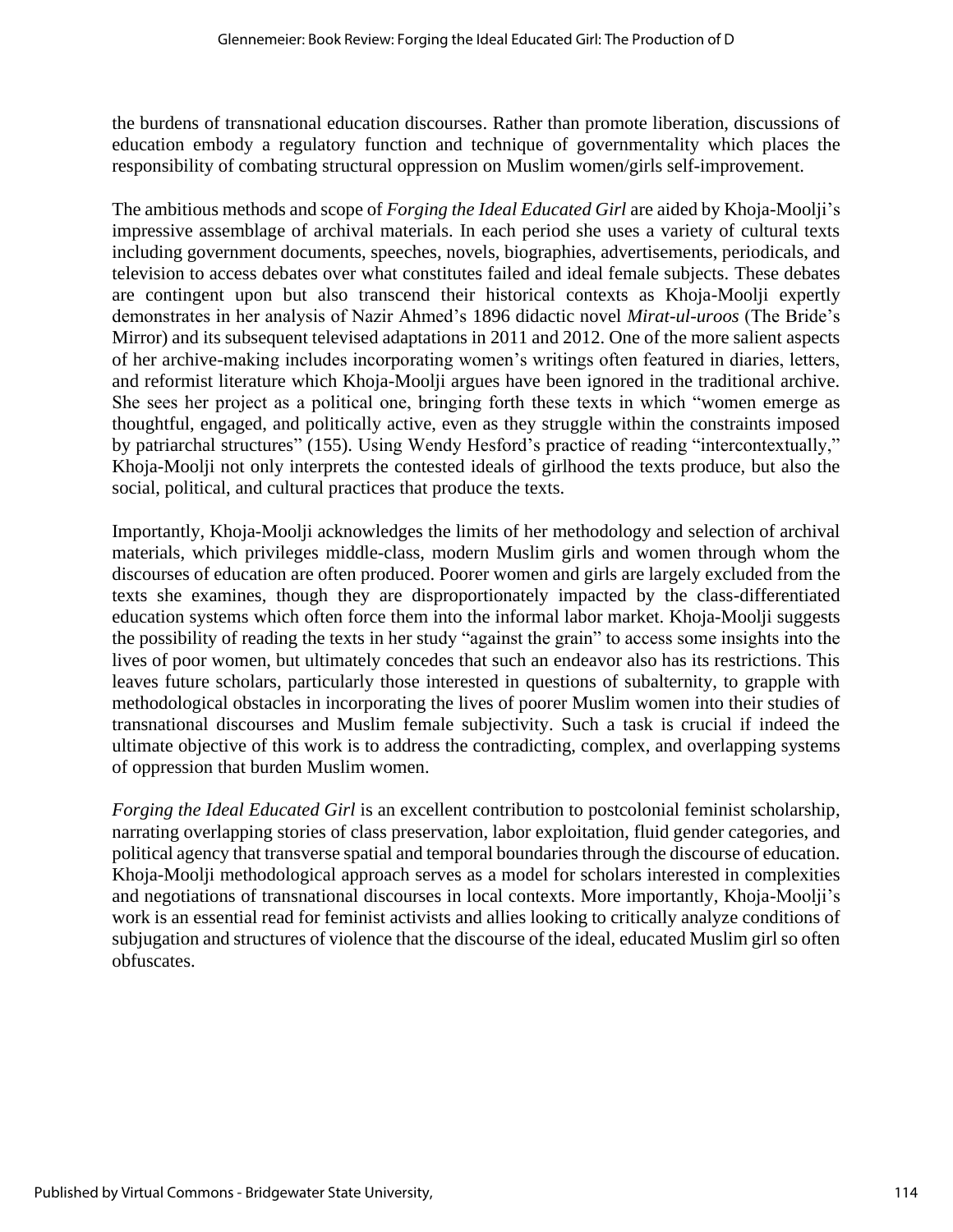the burdens of transnational education discourses. Rather than promote liberation, discussions of education embody a regulatory function and technique of governmentality which places the responsibility of combating structural oppression on Muslim women/girls self-improvement.

The ambitious methods and scope of *Forging the Ideal Educated Girl* are aided by Khoja-Moolji's impressive assemblage of archival materials. In each period she uses a variety of cultural texts including government documents, speeches, novels, biographies, advertisements, periodicals, and television to access debates over what constitutes failed and ideal female subjects. These debates are contingent upon but also transcend their historical contexts as Khoja-Moolji expertly demonstrates in her analysis of Nazir Ahmed's 1896 didactic novel *Mirat-ul-uroos* (The Bride's Mirror) and its subsequent televised adaptations in 2011 and 2012. One of the more salient aspects of her archive-making includes incorporating women's writings often featured in diaries, letters, and reformist literature which Khoja-Moolji argues have been ignored in the traditional archive. She sees her project as a political one, bringing forth these texts in which "women emerge as thoughtful, engaged, and politically active, even as they struggle within the constraints imposed by patriarchal structures" (155). Using Wendy Hesford's practice of reading "intercontextually," Khoja-Moolji not only interprets the contested ideals of girlhood the texts produce, but also the social, political, and cultural practices that produce the texts.

Importantly, Khoja-Moolji acknowledges the limits of her methodology and selection of archival materials, which privileges middle-class, modern Muslim girls and women through whom the discourses of education are often produced. Poorer women and girls are largely excluded from the texts she examines, though they are disproportionately impacted by the class-differentiated education systems which often force them into the informal labor market. Khoja-Moolji suggests the possibility of reading the texts in her study "against the grain" to access some insights into the lives of poor women, but ultimately concedes that such an endeavor also has its restrictions. This leaves future scholars, particularly those interested in questions of subalternity, to grapple with methodological obstacles in incorporating the lives of poorer Muslim women into their studies of transnational discourses and Muslim female subjectivity. Such a task is crucial if indeed the ultimate objective of this work is to address the contradicting, complex, and overlapping systems of oppression that burden Muslim women.

*Forging the Ideal Educated Girl* is an excellent contribution to postcolonial feminist scholarship, narrating overlapping stories of class preservation, labor exploitation, fluid gender categories, and political agency that transverse spatial and temporal boundaries through the discourse of education. Khoja-Moolji methodological approach serves as a model for scholars interested in complexities and negotiations of transnational discourses in local contexts. More importantly, Khoja-Moolji's work is an essential read for feminist activists and allies looking to critically analyze conditions of subjugation and structures of violence that the discourse of the ideal, educated Muslim girl so often obfuscates.